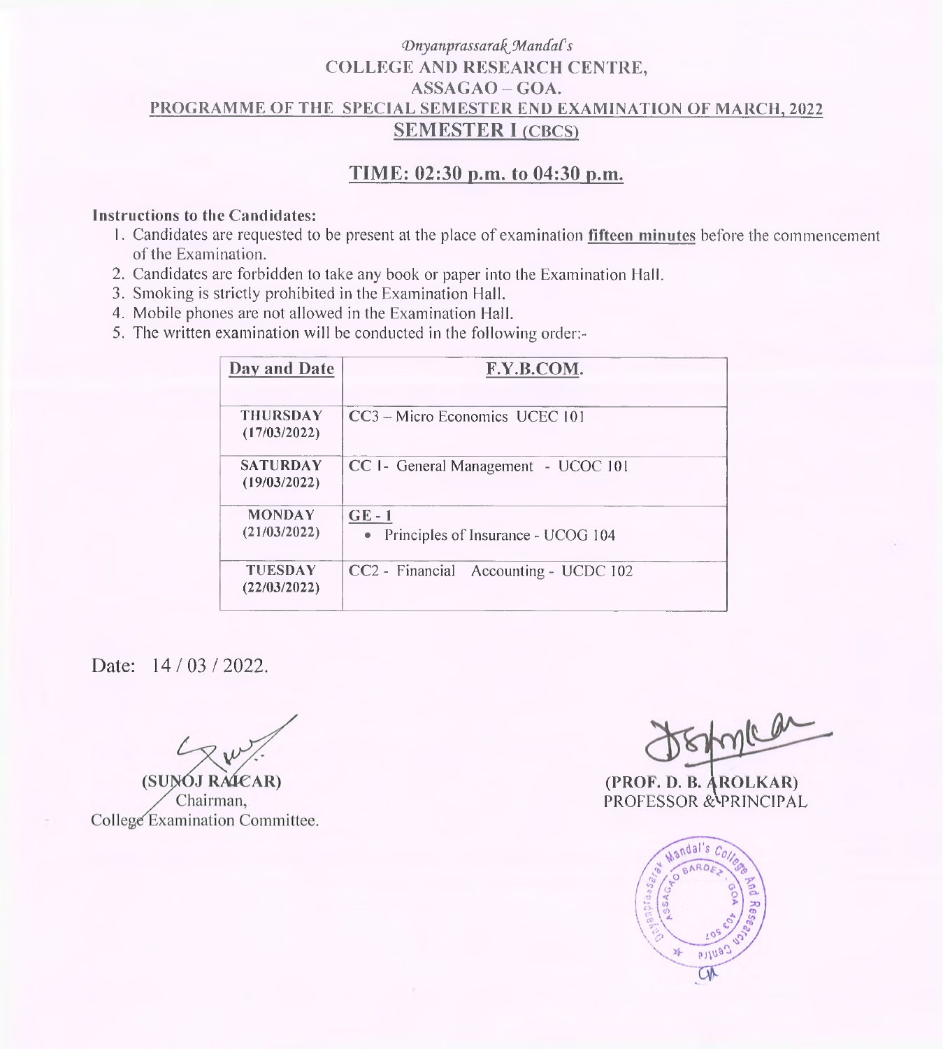*Dnyanprassarak Mandal's*

**COLLEGE AND RESEARCH CENTRE,**

**ASSAGAO – GOA.**

**PROGRAMME OF THE SPECIAL SEMESTER END EXAMINATION OF MARCH, 2022**

## SEMESTER I (CBCS)

## TIME: 02:30 p.m. to 04:30 p.m.

**Instructions to the Candidates:**

1. Candidates are requested to be present at the place of examination **fifteen minutes** before the commencement of the Examination.
2. Candidates are forbidden to take any book or paper into the Examination Hall.
3. Smoking is strictly prohibited in the Examination Hall.
4. Mobile phones are not allowed in the Examination Hall.
5. The written examination will be conducted in the following order:-

| Day and Date | F.Y.B.COM. |
|---|---|
| **THURSDAY (17/03/2022)** | CC3 – Micro Economics UCEC 101 |
| **SATURDAY (19/03/2022)** | CC I- General Management - UCOC 101 |
| **MONDAY (21/03/2022)** | GE - 1<br>• Principles of Insurance - UCOG 104 |
| **TUESDAY (22/03/2022)** | CC2 - Financial Accounting - UCDC 102 |

Date: 14 / 03 / 2022.

(SUNOJ RAICAR)
Chairman,
College Examination Committee.

(PROF. D. B. AROLKAR)
PROFESSOR & PRINCIPAL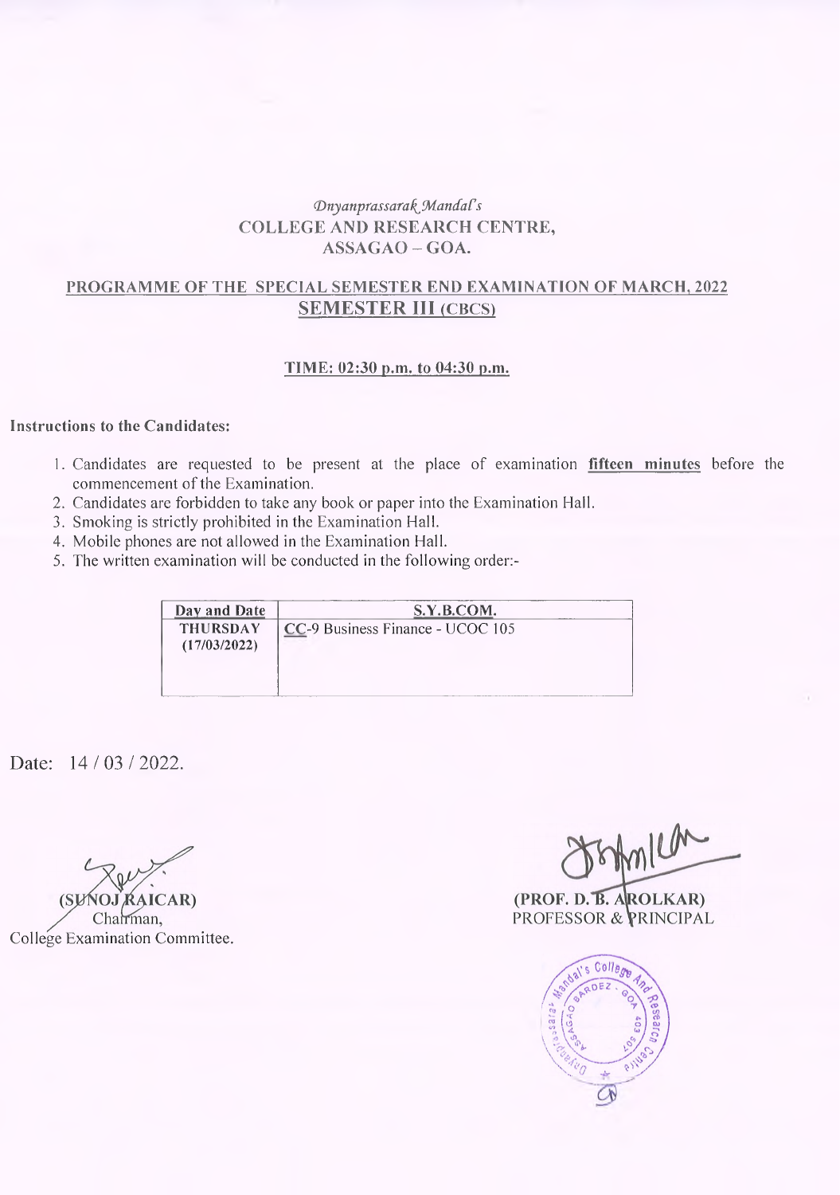*Dnyanprassarak Mandal's*
COLLEGE AND RESEARCH CENTRE,
ASSAGAO – GOA.

## PROGRAMME OF THE SPECIAL SEMESTER END EXAMINATION OF MARCH, 2022
## SEMESTER III (CBCS)

### TIME: 02:30 p.m. to 04:30 p.m.

**Instructions to the Candidates:**

1. Candidates are requested to be present at the place of examination **fifteen minutes** before the commencement of the Examination.
2. Candidates are forbidden to take any book or paper into the Examination Hall.
3. Smoking is strictly prohibited in the Examination Hall.
4. Mobile phones are not allowed in the Examination Hall.
5. The written examination will be conducted in the following order:-

| Day and Date | S.Y.B.COM. |
|---|---|
| **THURSDAY (17/03/2022)** | CC-9 Business Finance - UCOC 105 |

Date: 14 / 03 / 2022.

**(SUNOJ RAICAR)**
Chairman,
College Examination Committee.

**(PROF. D. B. AROLKAR)**
PROFESSOR & PRINCIPAL